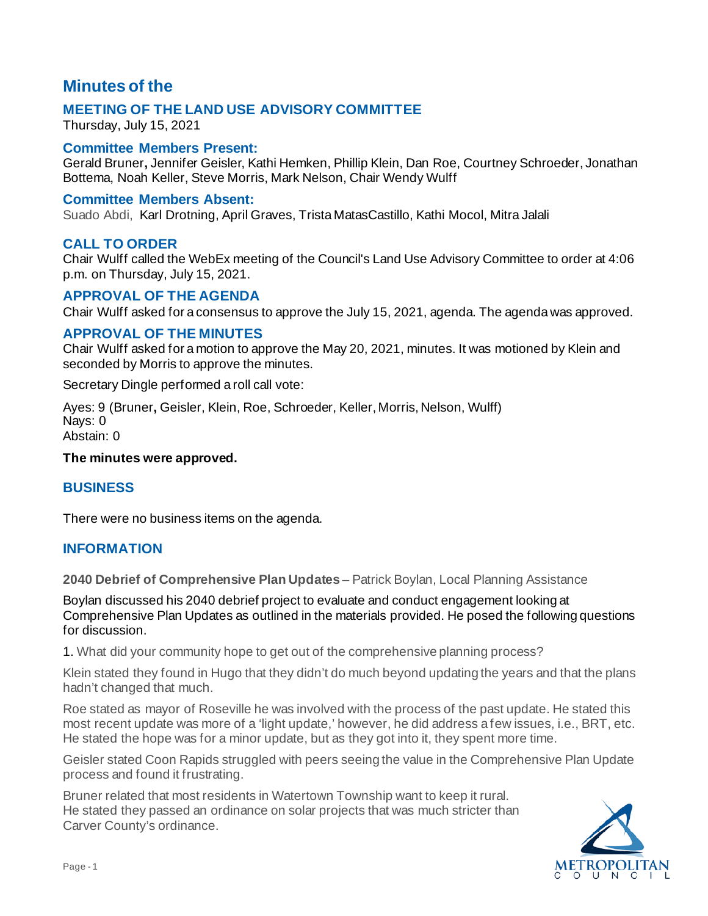# Minutes of the

## MEETING OF THE LAND USE ADVISORY COMMITTEE

Thursday, July 15, 2021

### Committee Members Present:

Gerald Bruner, Jennifer Geisler, Kathi Hemken, Phillip Klein, Dan Roe, Courtney Schroeder, Jonathan Bottema, Noah Keller, Steve Morris, Mark Nelson, Chair Wendy Wulff

### Committee Members Absent:

Suado Abdi, Karl Drotning, April Graves, Trista MatasCastillo, Kathi Mocol, Mitra Jalali

### CALL TO ORDER

Chair Wulff called the WebEx meeting of the Council's Land Use Advisory Committee to order at 4:06 p.m. on Thursday, July 15, 2021.

### APPROVAL OF THE AGENDA

Chair Wulff asked for a consensus to approve the July 15, 2021, agenda. The agenda was approved.

### APPROVAL OF THE MINUTES

Chair Wulff asked for a motion to approve the May 20, 2021, minutes. It was motioned by Klein and seconded by Morris to approve the minutes.

Secretary Dingle performed a roll call vote:

Ayes: 9 (Bruner, Geisler, Klein, Roe, Schroeder, Keller, Morris, Nelson, Wulff)
Nays: 0
Abstain: 0

**The minutes were approved.**

### BUSINESS

There were no business items on the agenda.

### INFORMATION

**2040 Debrief of Comprehensive Plan Updates** – Patrick Boylan, Local Planning Assistance

Boylan discussed his 2040 debrief project to evaluate and conduct engagement looking at Comprehensive Plan Updates as outlined in the materials provided. He posed the following questions for discussion.

1. What did your community hope to get out of the comprehensive planning process?

Klein stated they found in Hugo that they didn't do much beyond updating the years and that the plans hadn't changed that much.

Roe stated as mayor of Roseville he was involved with the process of the past update. He stated this most recent update was more of a 'light update,' however, he did address a few issues, i.e., BRT, etc. He stated the hope was for a minor update, but as they got into it, they spent more time.

Geisler stated Coon Rapids struggled with peers seeing the value in the Comprehensive Plan Update process and found it frustrating.

Bruner related that most residents in Watertown Township want to keep it rural. He stated they passed an ordinance on solar projects that was much stricter than Carver County's ordinance.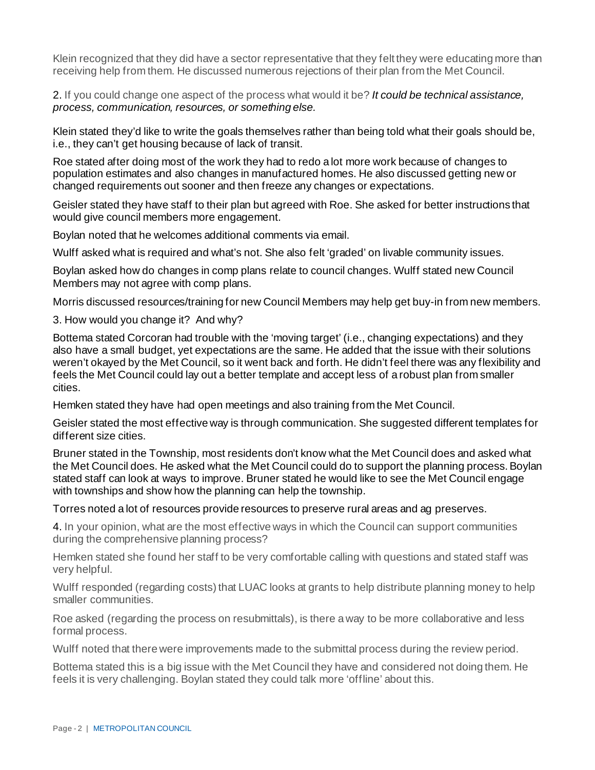Klein recognized that they did have a sector representative that they felt they were educating more than receiving help from them. He discussed numerous rejections of their plan from the Met Council.

2. If you could change one aspect of the process what would it be? *It could be technical assistance, process, communication, resources, or something else.*

Klein stated they'd like to write the goals themselves rather than being told what their goals should be, i.e., they can't get housing because of lack of transit.

Roe stated after doing most of the work they had to redo a lot more work because of changes to population estimates and also changes in manufactured homes. He also discussed getting new or changed requirements out sooner and then freeze any changes or expectations.

Geisler stated they have staff to their plan but agreed with Roe. She asked for better instructions that would give council members more engagement.

Boylan noted that he welcomes additional comments via email.

Wulff asked what is required and what's not. She also felt 'graded' on livable community issues.

Boylan asked how do changes in comp plans relate to council changes. Wulff stated new Council Members may not agree with comp plans.

Morris discussed resources/training for new Council Members may help get buy-in from new members.

3. How would you change it? And why?

Bottema stated Corcoran had trouble with the 'moving target' (i.e., changing expectations) and they also have a small budget, yet expectations are the same. He added that the issue with their solutions weren't okayed by the Met Council, so it went back and forth. He didn't feel there was any flexibility and feels the Met Council could lay out a better template and accept less of a robust plan from smaller cities.

Hemken stated they have had open meetings and also training from the Met Council.

Geisler stated the most effective way is through communication. She suggested different templates for different size cities.

Bruner stated in the Township, most residents don't know what the Met Council does and asked what the Met Council does. He asked what the Met Council could do to support the planning process. Boylan stated staff can look at ways to improve. Bruner stated he would like to see the Met Council engage with townships and show how the planning can help the township.

Torres noted a lot of resources provide resources to preserve rural areas and ag preserves.

4. In your opinion, what are the most effective ways in which the Council can support communities during the comprehensive planning process?

Hemken stated she found her staff to be very comfortable calling with questions and stated staff was very helpful.

Wulff responded (regarding costs) that LUAC looks at grants to help distribute planning money to help smaller communities.

Roe asked (regarding the process on resubmittals), is there a way to be more collaborative and less formal process.

Wulff noted that there were improvements made to the submittal process during the review period.

Bottema stated this is a big issue with the Met Council they have and considered not doing them. He feels it is very challenging. Boylan stated they could talk more 'offline' about this.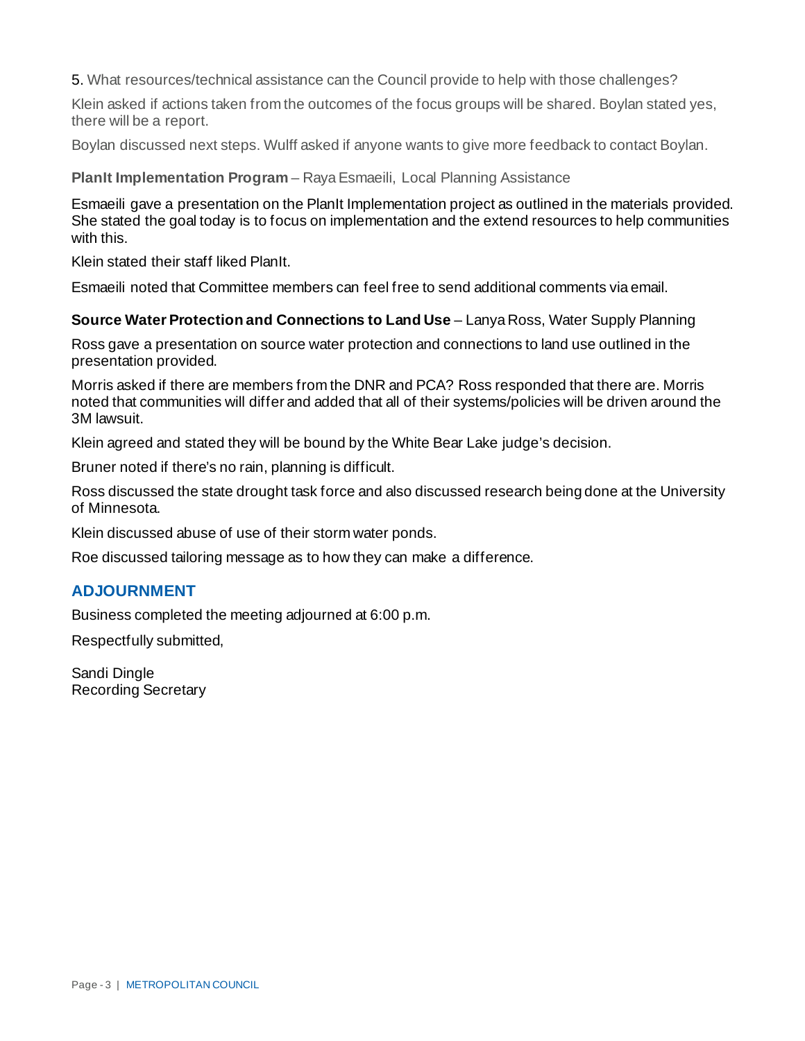5. What resources/technical assistance can the Council provide to help with those challenges?

Klein asked if actions taken from the outcomes of the focus groups will be shared. Boylan stated yes, there will be a report.

Boylan discussed next steps. Wulff asked if anyone wants to give more feedback to contact Boylan.

**PlanIt Implementation Program** – Raya Esmaeili, Local Planning Assistance

Esmaeili gave a presentation on the PlanIt Implementation project as outlined in the materials provided. She stated the goal today is to focus on implementation and the extend resources to help communities with this.

Klein stated their staff liked PlanIt.

Esmaeili noted that Committee members can feel free to send additional comments via email.

**Source Water Protection and Connections to Land Use** – Lanya Ross, Water Supply Planning

Ross gave a presentation on source water protection and connections to land use outlined in the presentation provided.

Morris asked if there are members from the DNR and PCA? Ross responded that there are. Morris noted that communities will differ and added that all of their systems/policies will be driven around the 3M lawsuit.

Klein agreed and stated they will be bound by the White Bear Lake judge's decision.

Bruner noted if there's no rain, planning is difficult.

Ross discussed the state drought task force and also discussed research being done at the University of Minnesota.

Klein discussed abuse of use of their storm water ponds.

Roe discussed tailoring message as to how they can make a difference.

## ADJOURNMENT

Business completed the meeting adjourned at 6:00 p.m.

Respectfully submitted,

Sandi Dingle
Recording Secretary